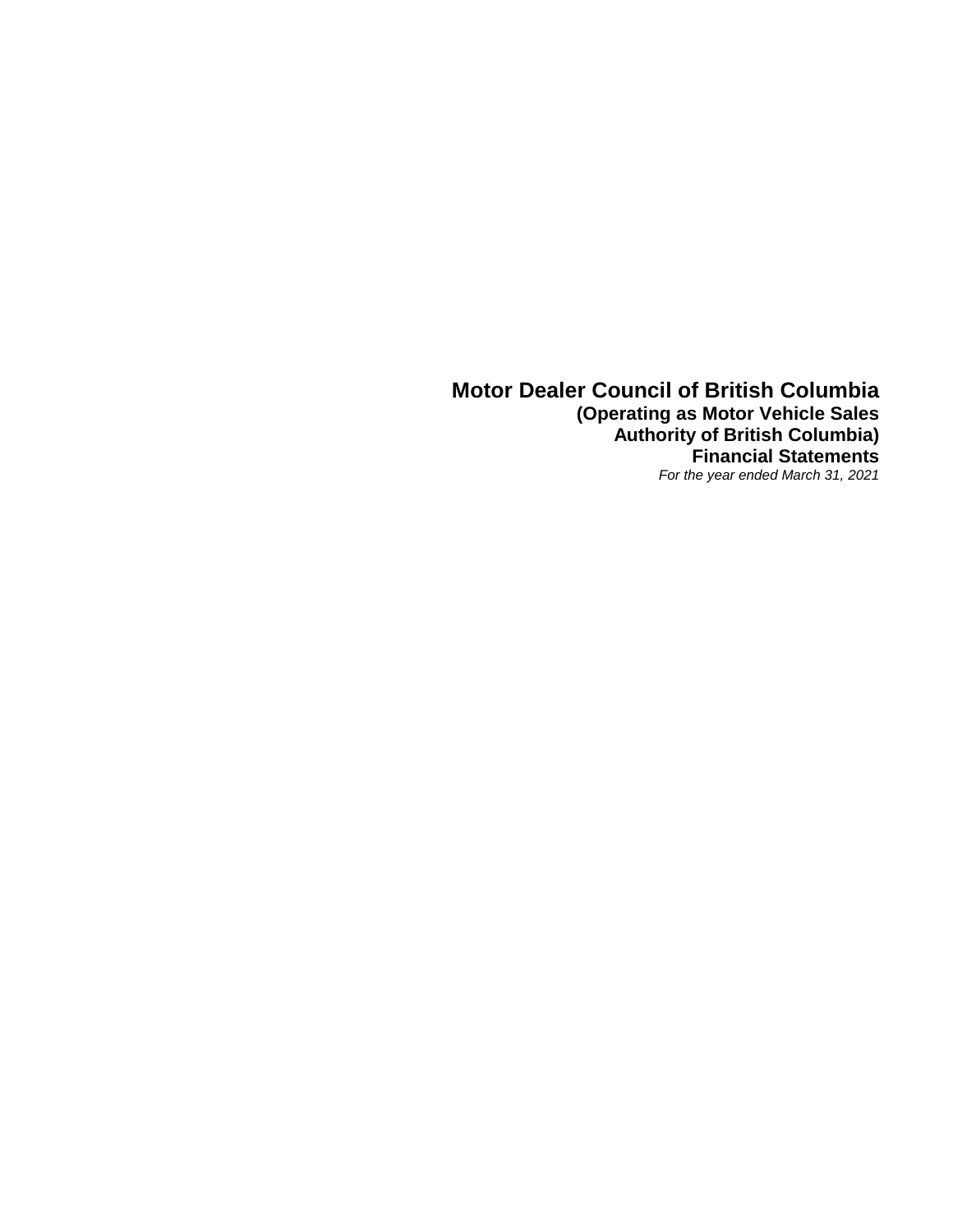# Motor Dealer Council of British Columbia

**(Operating as Motor Vehicle Sales Authority of British Columbia)**

**Financial Statements**

*For the year ended March 31, 2021*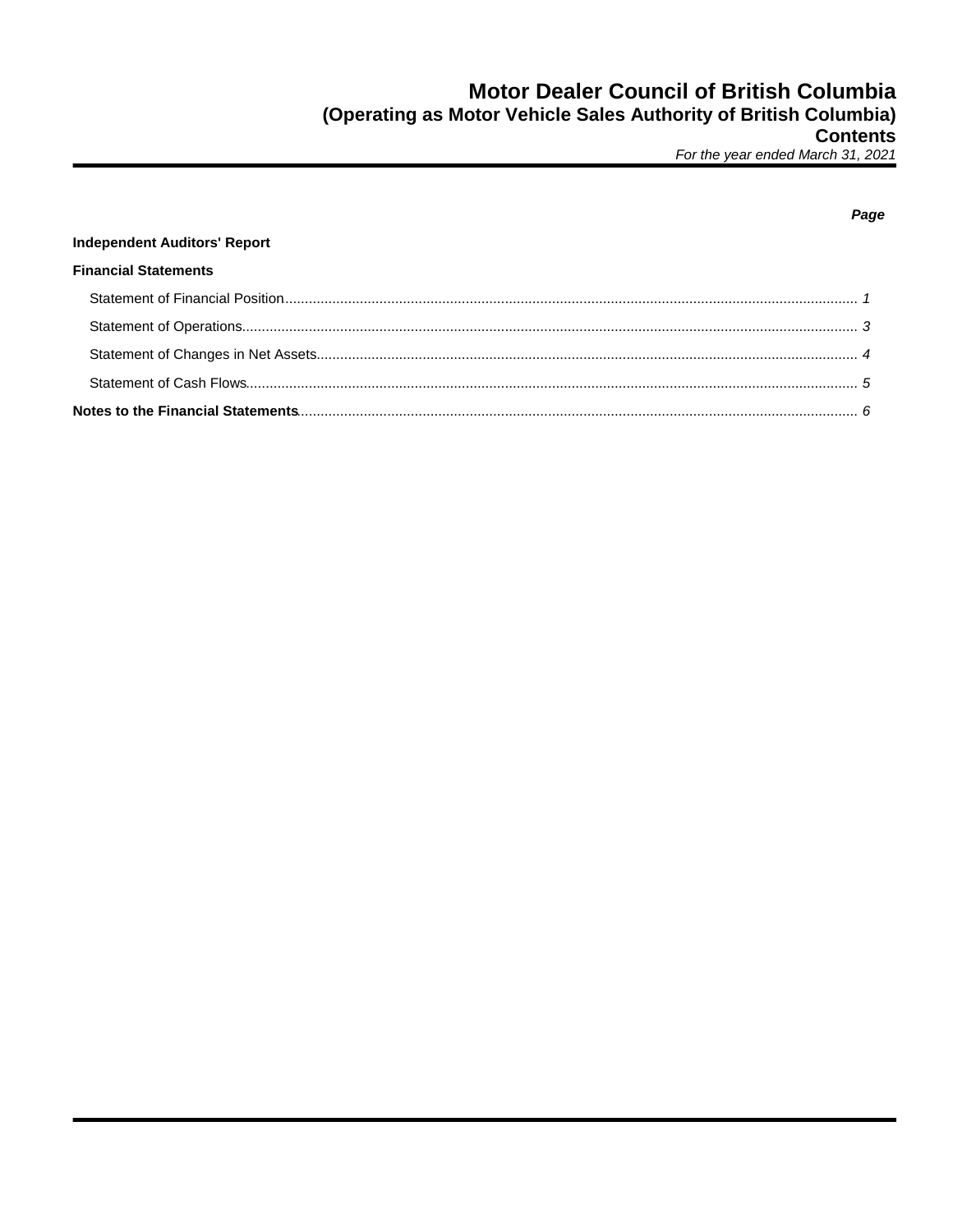# Motor Dealer Council of British Columbia
## (Operating as Motor Vehicle Sales Authority of British Columbia)
## Contents
*For the year ended March 31, 2021*

| | *Page* |
|---|---|
| **Independent Auditors' Report** | |
| **Financial Statements** | |
| Statement of Financial Position | *1* |
| Statement of Operations | *3* |
| Statement of Changes in Net Assets | *4* |
| Statement of Cash Flows | *5* |
| **Notes to the Financial Statements** | *6* |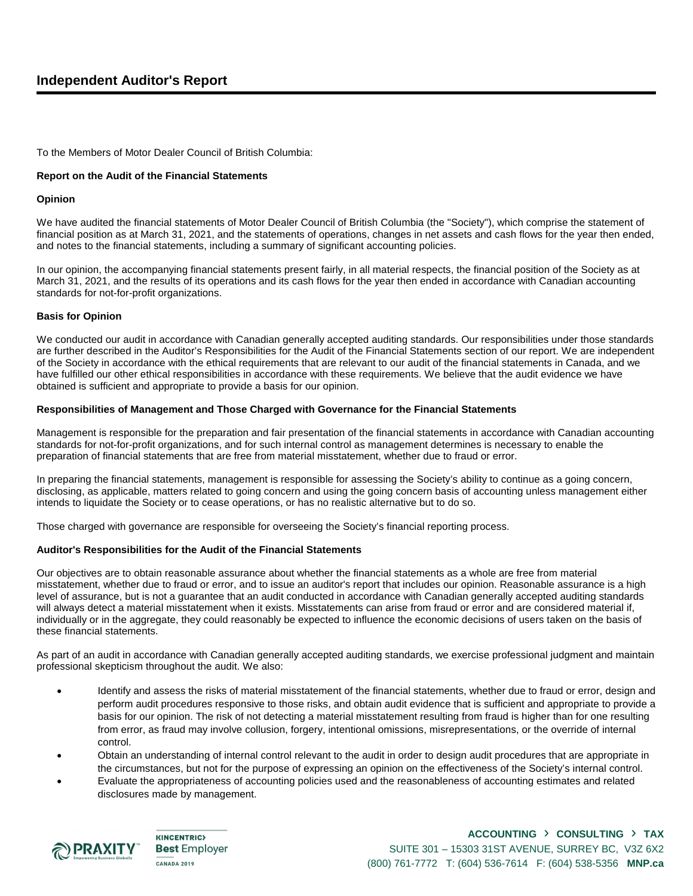# Independent Auditor's Report

To the Members of Motor Dealer Council of British Columbia:

**Report on the Audit of the Financial Statements**

**Opinion**

We have audited the financial statements of Motor Dealer Council of British Columbia (the "Society"), which comprise the statement of financial position as at March 31, 2021, and the statements of operations, changes in net assets and cash flows for the year then ended, and notes to the financial statements, including a summary of significant accounting policies.

In our opinion, the accompanying financial statements present fairly, in all material respects, the financial position of the Society as at March 31, 2021, and the results of its operations and its cash flows for the year then ended in accordance with Canadian accounting standards for not-for-profit organizations.

**Basis for Opinion**

We conducted our audit in accordance with Canadian generally accepted auditing standards. Our responsibilities under those standards are further described in the Auditor's Responsibilities for the Audit of the Financial Statements section of our report. We are independent of the Society in accordance with the ethical requirements that are relevant to our audit of the financial statements in Canada, and we have fulfilled our other ethical responsibilities in accordance with these requirements. We believe that the audit evidence we have obtained is sufficient and appropriate to provide a basis for our opinion.

**Responsibilities of Management and Those Charged with Governance for the Financial Statements**

Management is responsible for the preparation and fair presentation of the financial statements in accordance with Canadian accounting standards for not-for-profit organizations, and for such internal control as management determines is necessary to enable the preparation of financial statements that are free from material misstatement, whether due to fraud or error.

In preparing the financial statements, management is responsible for assessing the Society's ability to continue as a going concern, disclosing, as applicable, matters related to going concern and using the going concern basis of accounting unless management either intends to liquidate the Society or to cease operations, or has no realistic alternative but to do so.

Those charged with governance are responsible for overseeing the Society's financial reporting process.

**Auditor's Responsibilities for the Audit of the Financial Statements**

Our objectives are to obtain reasonable assurance about whether the financial statements as a whole are free from material misstatement, whether due to fraud or error, and to issue an auditor's report that includes our opinion. Reasonable assurance is a high level of assurance, but is not a guarantee that an audit conducted in accordance with Canadian generally accepted auditing standards will always detect a material misstatement when it exists. Misstatements can arise from fraud or error and are considered material if, individually or in the aggregate, they could reasonably be expected to influence the economic decisions of users taken on the basis of these financial statements.

As part of an audit in accordance with Canadian generally accepted auditing standards, we exercise professional judgment and maintain professional skepticism throughout the audit. We also:

- Identify and assess the risks of material misstatement of the financial statements, whether due to fraud or error, design and perform audit procedures responsive to those risks, and obtain audit evidence that is sufficient and appropriate to provide a basis for our opinion. The risk of not detecting a material misstatement resulting from fraud is higher than for one resulting from error, as fraud may involve collusion, forgery, intentional omissions, misrepresentations, or the override of internal control.
- Obtain an understanding of internal control relevant to the audit in order to design audit procedures that are appropriate in the circumstances, but not for the purpose of expressing an opinion on the effectiveness of the Society's internal control.
- Evaluate the appropriateness of accounting policies used and the reasonableness of accounting estimates and related disclosures made by management.

**ACCOUNTING › CONSULTING › TAX**
SUITE 301 – 15303 31ST AVENUE, SURREY BC, V3Z 6X2
(800) 761-7772 T: (604) 536-7614 F: (604) 538-5356 **MNP.ca**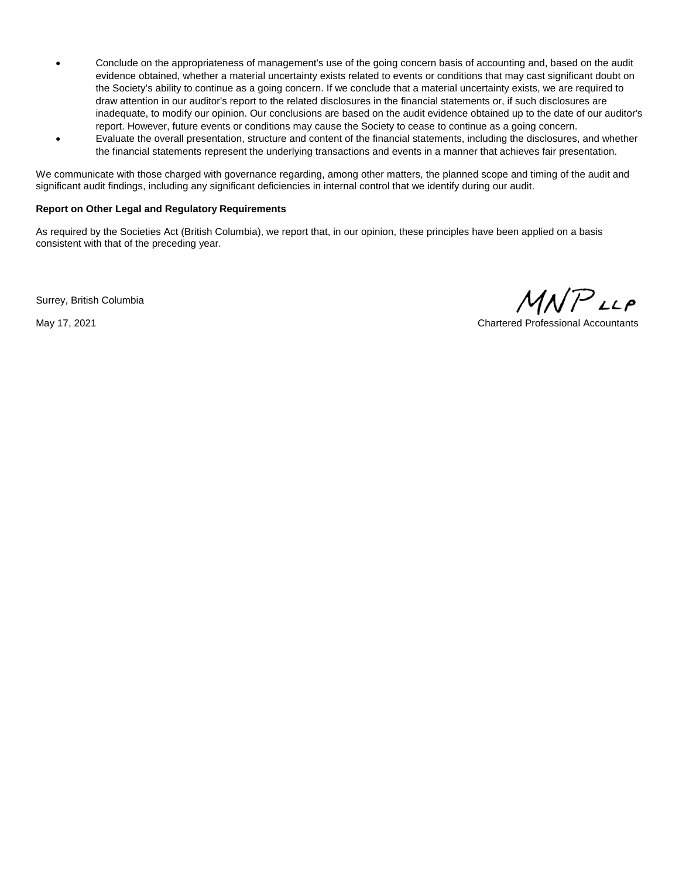- Conclude on the appropriateness of management's use of the going concern basis of accounting and, based on the audit evidence obtained, whether a material uncertainty exists related to events or conditions that may cast significant doubt on the Society's ability to continue as a going concern. If we conclude that a material uncertainty exists, we are required to draw attention in our auditor's report to the related disclosures in the financial statements or, if such disclosures are inadequate, to modify our opinion. Our conclusions are based on the audit evidence obtained up to the date of our auditor's report. However, future events or conditions may cause the Society to cease to continue as a going concern.
- Evaluate the overall presentation, structure and content of the financial statements, including the disclosures, and whether the financial statements represent the underlying transactions and events in a manner that achieves fair presentation.

We communicate with those charged with governance regarding, among other matters, the planned scope and timing of the audit and significant audit findings, including any significant deficiencies in internal control that we identify during our audit.

**Report on Other Legal and Regulatory Requirements**

As required by the Societies Act (British Columbia), we report that, in our opinion, these principles have been applied on a basis consistent with that of the preceding year.

Surrey, British Columbia

May 17, 2021

MNP LLP

Chartered Professional Accountants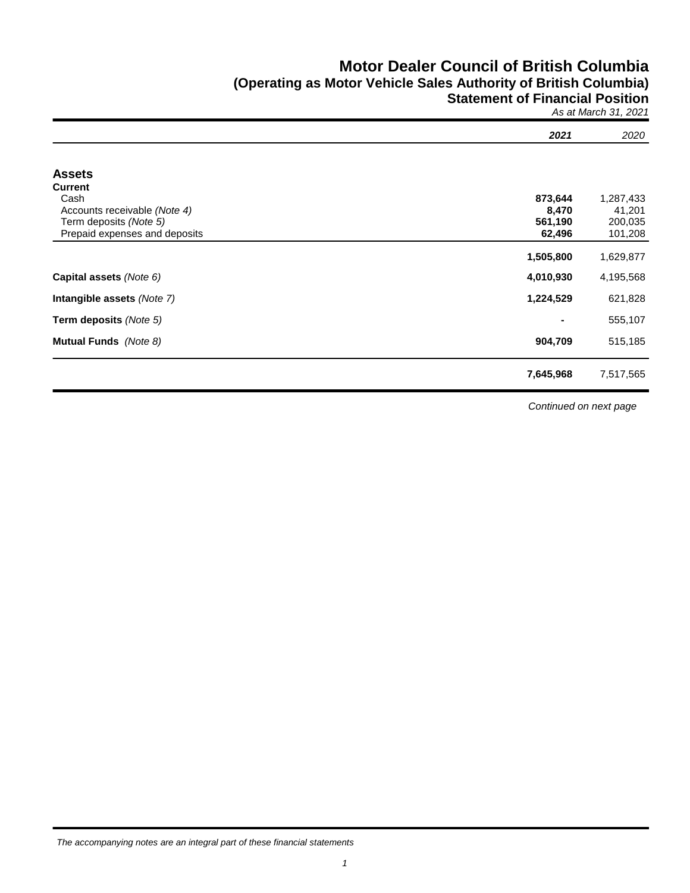# Motor Dealer Council of British Columbia
## (Operating as Motor Vehicle Sales Authority of British Columbia)
## Statement of Financial Position
*As at March 31, 2021*

| | **2021** | 2020 |
|---|---|---|
| **Assets** | | |
| **Current** | | |
| Cash | **873,644** | 1,287,433 |
| Accounts receivable *(Note 4)* | **8,470** | 41,201 |
| Term deposits *(Note 5)* | **561,190** | 200,035 |
| Prepaid expenses and deposits | **62,496** | 101,208 |
| | **1,505,800** | 1,629,877 |
| **Capital assets** *(Note 6)* | **4,010,930** | 4,195,568 |
| **Intangible assets** *(Note 7)* | **1,224,529** | 621,828 |
| **Term deposits** *(Note 5)* | **-** | 555,107 |
| **Mutual Funds** *(Note 8)* | **904,709** | 515,185 |
| | **7,645,968** | 7,517,565 |

*Continued on next page*

*The accompanying notes are an integral part of these financial statements*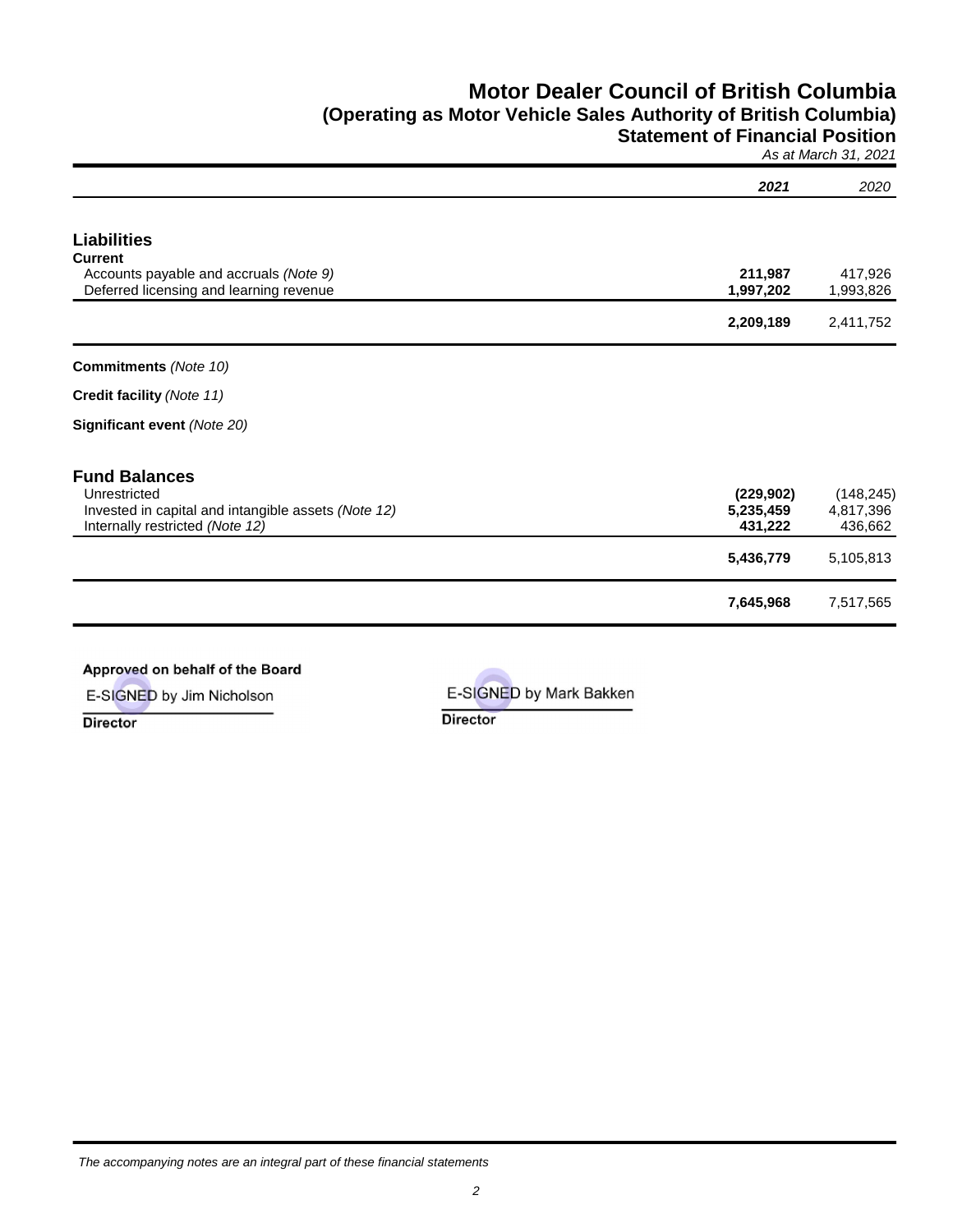# Motor Dealer Council of British Columbia
## (Operating as Motor Vehicle Sales Authority of British Columbia)
## Statement of Financial Position

*As at March 31, 2021*

| | ***2021*** | *2020* |
|---|---|---|
| **Liabilities** | | |
| **Current** | | |
| Accounts payable and accruals *(Note 9)* | **211,987** | 417,926 |
| Deferred licensing and learning revenue | **1,997,202** | 1,993,826 |
| | **2,209,189** | 2,411,752 |
| **Commitments** *(Note 10)* | | |
| **Credit facility** *(Note 11)* | | |
| **Significant event** *(Note 20)* | | |
| **Fund Balances** | | |
| Unrestricted | **(229,902)** | (148,245) |
| Invested in capital and intangible assets *(Note 12)* | **5,235,459** | 4,817,396 |
| Internally restricted *(Note 12)* | **431,222** | 436,662 |
| | **5,436,779** | 5,105,813 |
| | **7,645,968** | 7,517,565 |

**Approved on behalf of the Board**

E-SIGNED by Jim Nicholson
**Director**

E-SIGNED by Mark Bakken
**Director**

*The accompanying notes are an integral part of these financial statements*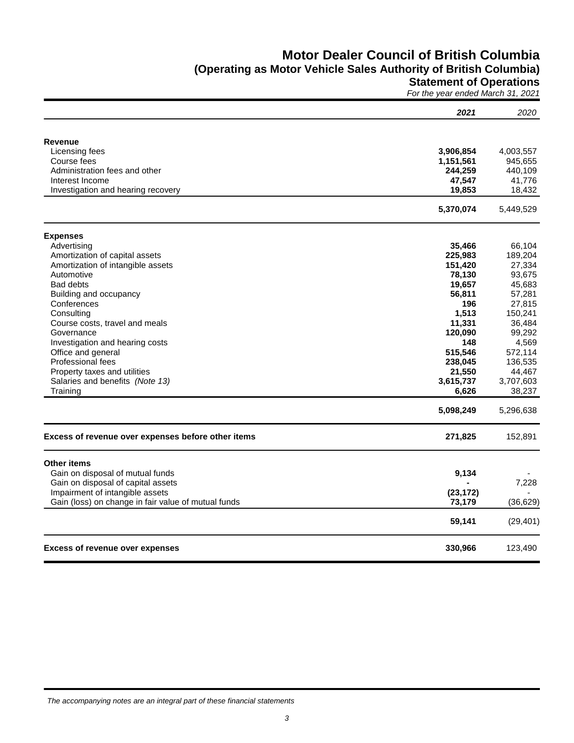# Motor Dealer Council of British Columbia
## (Operating as Motor Vehicle Sales Authority of British Columbia)
## Statement of Operations
*For the year ended March 31, 2021*

| | ***2021*** | *2020* |
|---|---|---|
| **Revenue** | | |
| Licensing fees | **3,906,854** | 4,003,557 |
| Course fees | **1,151,561** | 945,655 |
| Administration fees and other | **244,259** | 440,109 |
| Interest Income | **47,547** | 41,776 |
| Investigation and hearing recovery | **19,853** | 18,432 |
| | **5,370,074** | 5,449,529 |
| **Expenses** | | |
| Advertising | **35,466** | 66,104 |
| Amortization of capital assets | **225,983** | 189,204 |
| Amortization of intangible assets | **151,420** | 27,334 |
| Automotive | **78,130** | 93,675 |
| Bad debts | **19,657** | 45,683 |
| Building and occupancy | **56,811** | 57,281 |
| Conferences | **196** | 27,815 |
| Consulting | **1,513** | 150,241 |
| Course costs, travel and meals | **11,331** | 36,484 |
| Governance | **120,090** | 99,292 |
| Investigation and hearing costs | **148** | 4,569 |
| Office and general | **515,546** | 572,114 |
| Professional fees | **238,045** | 136,535 |
| Property taxes and utilities | **21,550** | 44,467 |
| Salaries and benefits *(Note 13)* | **3,615,737** | 3,707,603 |
| Training | **6,626** | 38,237 |
| | **5,098,249** | 5,296,638 |
| **Excess of revenue over expenses before other items** | **271,825** | 152,891 |
| **Other items** | | |
| Gain on disposal of mutual funds | **9,134** | - |
| Gain on disposal of capital assets | **-** | 7,228 |
| Impairment of intangible assets | **(23,172)** | - |
| Gain (loss) on change in fair value of mutual funds | **73,179** | (36,629) |
| | **59,141** | (29,401) |
| **Excess of revenue over expenses** | **330,966** | 123,490 |

*The accompanying notes are an integral part of these financial statements*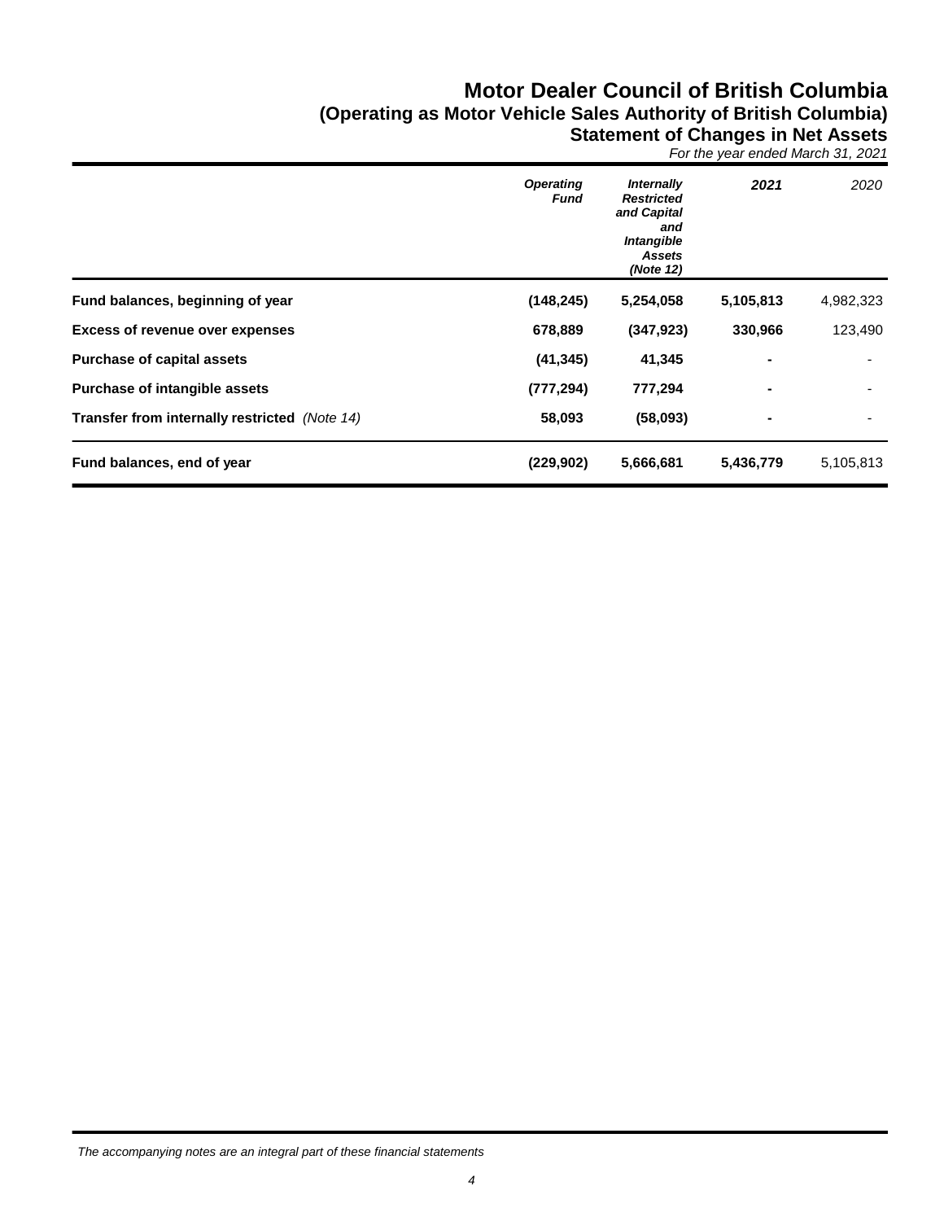# Motor Dealer Council of British Columbia

## (Operating as Motor Vehicle Sales Authority of British Columbia)

## Statement of Changes in Net Assets

*For the year ended March 31, 2021*

| | *Operating Fund* | *Internally Restricted and Capital and Intangible Assets (Note 12)* | *2021* | *2020* |
|---|---|---|---|---|
| **Fund balances, beginning of year** | **(148,245)** | **5,254,058** | **5,105,813** | 4,982,323 |
| **Excess of revenue over expenses** | **678,889** | **(347,923)** | **330,966** | 123,490 |
| **Purchase of capital assets** | **(41,345)** | **41,345** | **-** | - |
| **Purchase of intangible assets** | **(777,294)** | **777,294** | **-** | - |
| **Transfer from internally restricted** *(Note 14)* | **58,093** | **(58,093)** | **-** | - |
| **Fund balances, end of year** | **(229,902)** | **5,666,681** | **5,436,779** | 5,105,813 |

*The accompanying notes are an integral part of these financial statements*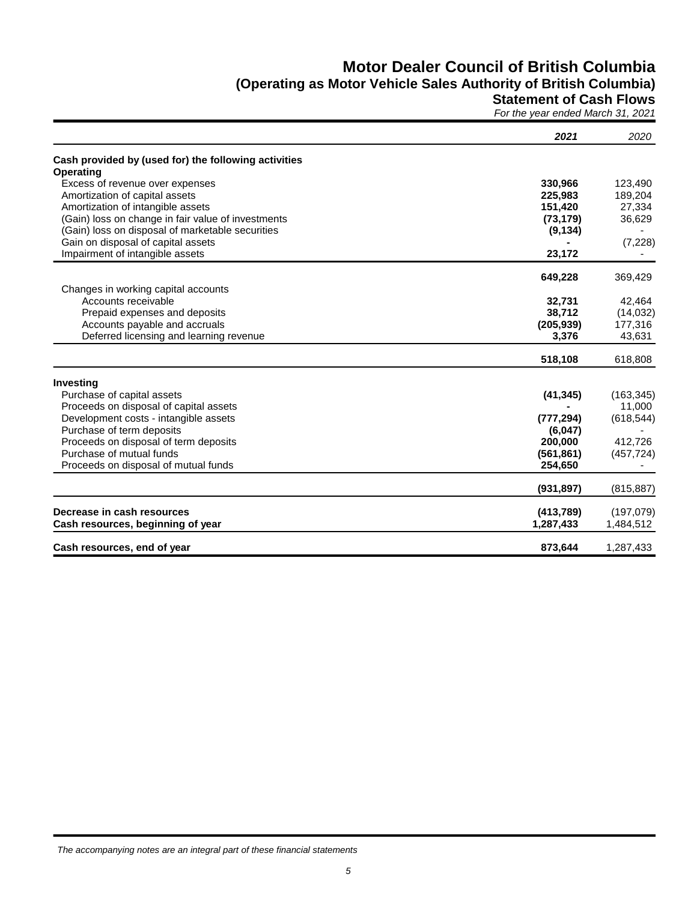# Motor Dealer Council of British Columbia
## (Operating as Motor Vehicle Sales Authority of British Columbia)
### Statement of Cash Flows

*For the year ended March 31, 2021*

| | *2021* | *2020* |
|---|---|---|
| **Cash provided by (used for) the following activities** | | |
| **Operating** | | |
| Excess of revenue over expenses | **330,966** | 123,490 |
| Amortization of capital assets | **225,983** | 189,204 |
| Amortization of intangible assets | **151,420** | 27,334 |
| (Gain) loss on change in fair value of investments | **(73,179)** | 36,629 |
| (Gain) loss on disposal of marketable securities | **(9,134)** | - |
| Gain on disposal of capital assets | **-** | (7,228) |
| Impairment of intangible assets | **23,172** | - |
| | **649,228** | 369,429 |
| Changes in working capital accounts | | |
| Accounts receivable | **32,731** | 42,464 |
| Prepaid expenses and deposits | **38,712** | (14,032) |
| Accounts payable and accruals | **(205,939)** | 177,316 |
| Deferred licensing and learning revenue | **3,376** | 43,631 |
| | **518,108** | 618,808 |
| **Investing** | | |
| Purchase of capital assets | **(41,345)** | (163,345) |
| Proceeds on disposal of capital assets | **-** | 11,000 |
| Development costs - intangible assets | **(777,294)** | (618,544) |
| Purchase of term deposits | **(6,047)** | - |
| Proceeds on disposal of term deposits | **200,000** | 412,726 |
| Purchase of mutual funds | **(561,861)** | (457,724) |
| Proceeds on disposal of mutual funds | **254,650** | - |
| | **(931,897)** | (815,887) |
| **Decrease in cash resources** | **(413,789)** | (197,079) |
| **Cash resources, beginning of year** | **1,287,433** | 1,484,512 |
| **Cash resources, end of year** | **873,644** | 1,287,433 |

*The accompanying notes are an integral part of these financial statements*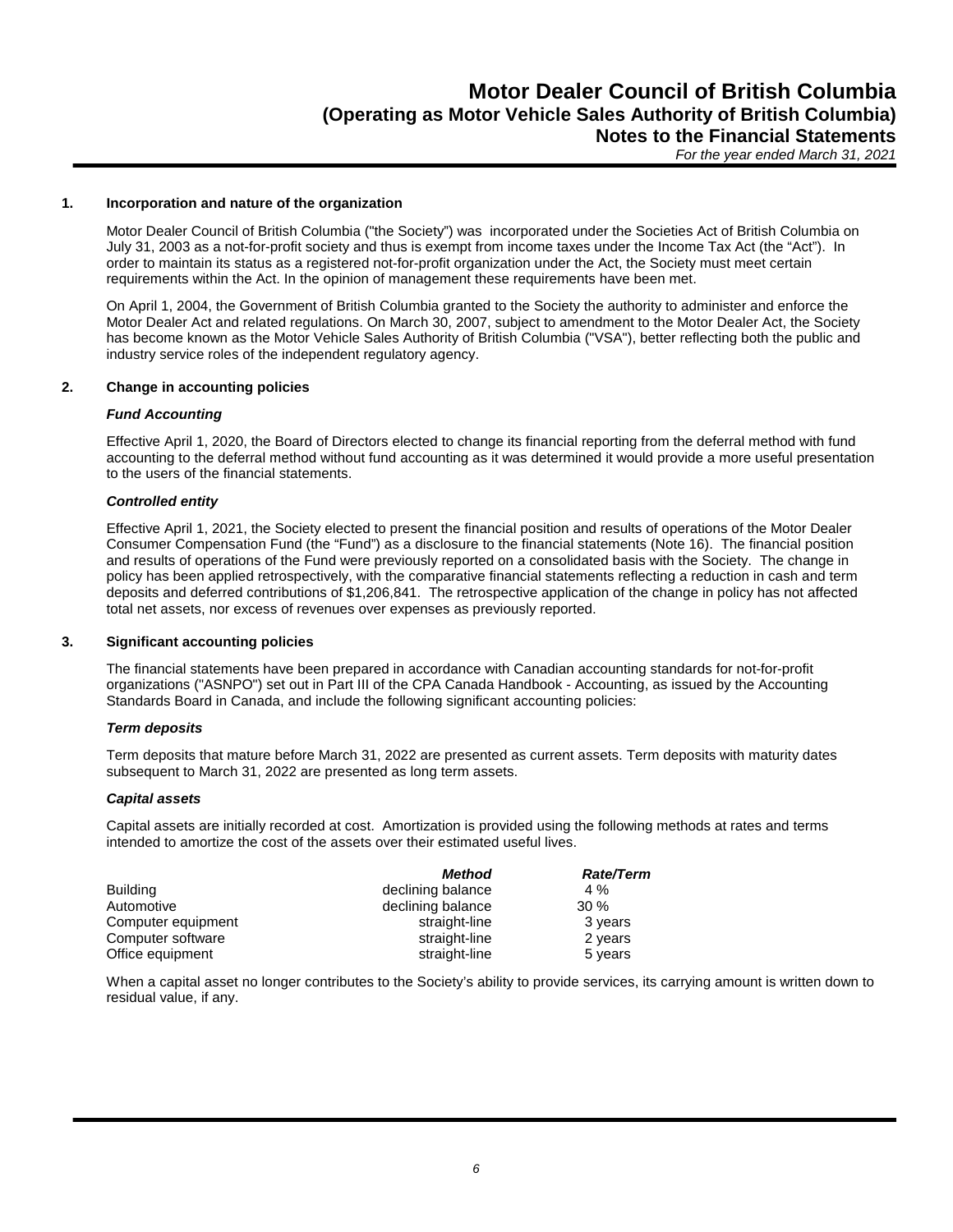## 1. Incorporation and nature of the organization

Motor Dealer Council of British Columbia ("the Society") was incorporated under the Societies Act of British Columbia on July 31, 2003 as a not-for-profit society and thus is exempt from income taxes under the Income Tax Act (the "Act"). In order to maintain its status as a registered not-for-profit organization under the Act, the Society must meet certain requirements within the Act. In the opinion of management these requirements have been met.

On April 1, 2004, the Government of British Columbia granted to the Society the authority to administer and enforce the Motor Dealer Act and related regulations. On March 30, 2007, subject to amendment to the Motor Dealer Act, the Society has become known as the Motor Vehicle Sales Authority of British Columbia ("VSA"), better reflecting both the public and industry service roles of the independent regulatory agency.

## 2. Change in accounting policies

### *Fund Accounting*

Effective April 1, 2020, the Board of Directors elected to change its financial reporting from the deferral method with fund accounting to the deferral method without fund accounting as it was determined it would provide a more useful presentation to the users of the financial statements.

### *Controlled entity*

Effective April 1, 2021, the Society elected to present the financial position and results of operations of the Motor Dealer Consumer Compensation Fund (the "Fund") as a disclosure to the financial statements (Note 16). The financial position and results of operations of the Fund were previously reported on a consolidated basis with the Society. The change in policy has been applied retrospectively, with the comparative financial statements reflecting a reduction in cash and term deposits and deferred contributions of $1,206,841. The retrospective application of the change in policy has not affected total net assets, nor excess of revenues over expenses as previously reported.

## 3. Significant accounting policies

The financial statements have been prepared in accordance with Canadian accounting standards for not-for-profit organizations ("ASNPO") set out in Part III of the CPA Canada Handbook - Accounting, as issued by the Accounting Standards Board in Canada, and include the following significant accounting policies:

### *Term deposits*

Term deposits that mature before March 31, 2022 are presented as current assets. Term deposits with maturity dates subsequent to March 31, 2022 are presented as long term assets.

### *Capital assets*

Capital assets are initially recorded at cost. Amortization is provided using the following methods at rates and terms intended to amortize the cost of the assets over their estimated useful lives.

| | *Method* | *Rate/Term* |
|---|---|---|
| Building | declining balance | 4 % |
| Automotive | declining balance | 30 % |
| Computer equipment | straight-line | 3 years |
| Computer software | straight-line | 2 years |
| Office equipment | straight-line | 5 years |

When a capital asset no longer contributes to the Society's ability to provide services, its carrying amount is written down to residual value, if any.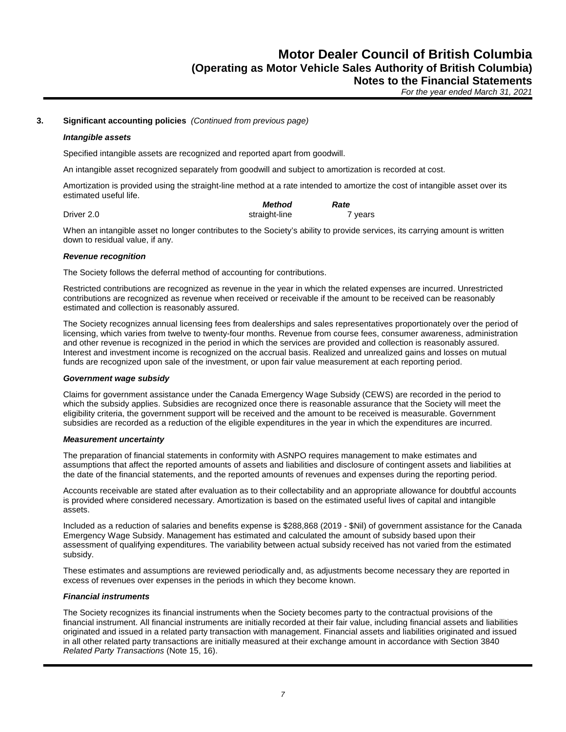### 3. Significant accounting policies *(Continued from previous page)*

***Intangible assets***

Specified intangible assets are recognized and reported apart from goodwill.

An intangible asset recognized separately from goodwill and subject to amortization is recorded at cost.

Amortization is provided using the straight-line method at a rate intended to amortize the cost of intangible asset over its estimated useful life.

| | ***Method*** | ***Rate*** |
|---|---|---|
| Driver 2.0 | straight-line | 7 years |

When an intangible asset no longer contributes to the Society's ability to provide services, its carrying amount is written down to residual value, if any.

***Revenue recognition***

The Society follows the deferral method of accounting for contributions.

Restricted contributions are recognized as revenue in the year in which the related expenses are incurred. Unrestricted contributions are recognized as revenue when received or receivable if the amount to be received can be reasonably estimated and collection is reasonably assured.

The Society recognizes annual licensing fees from dealerships and sales representatives proportionately over the period of licensing, which varies from twelve to twenty-four months. Revenue from course fees, consumer awareness, administration and other revenue is recognized in the period in which the services are provided and collection is reasonably assured. Interest and investment income is recognized on the accrual basis. Realized and unrealized gains and losses on mutual funds are recognized upon sale of the investment, or upon fair value measurement at each reporting period.

***Government wage subsidy***

Claims for government assistance under the Canada Emergency Wage Subsidy (CEWS) are recorded in the period to which the subsidy applies. Subsidies are recognized once there is reasonable assurance that the Society will meet the eligibility criteria, the government support will be received and the amount to be received is measurable. Government subsidies are recorded as a reduction of the eligible expenditures in the year in which the expenditures are incurred.

***Measurement uncertainty***

The preparation of financial statements in conformity with ASNPO requires management to make estimates and assumptions that affect the reported amounts of assets and liabilities and disclosure of contingent assets and liabilities at the date of the financial statements, and the reported amounts of revenues and expenses during the reporting period.

Accounts receivable are stated after evaluation as to their collectability and an appropriate allowance for doubtful accounts is provided where considered necessary. Amortization is based on the estimated useful lives of capital and intangible assets.

Included as a reduction of salaries and benefits expense is $288,868 (2019 - $Nil) of government assistance for the Canada Emergency Wage Subsidy. Management has estimated and calculated the amount of subsidy based upon their assessment of qualifying expenditures. The variability between actual subsidy received has not varied from the estimated subsidy.

These estimates and assumptions are reviewed periodically and, as adjustments become necessary they are reported in excess of revenues over expenses in the periods in which they become known.

***Financial instruments***

The Society recognizes its financial instruments when the Society becomes party to the contractual provisions of the financial instrument. All financial instruments are initially recorded at their fair value, including financial assets and liabilities originated and issued in a related party transaction with management. Financial assets and liabilities originated and issued in all other related party transactions are initially measured at their exchange amount in accordance with Section 3840 *Related Party Transactions* (Note 15, 16).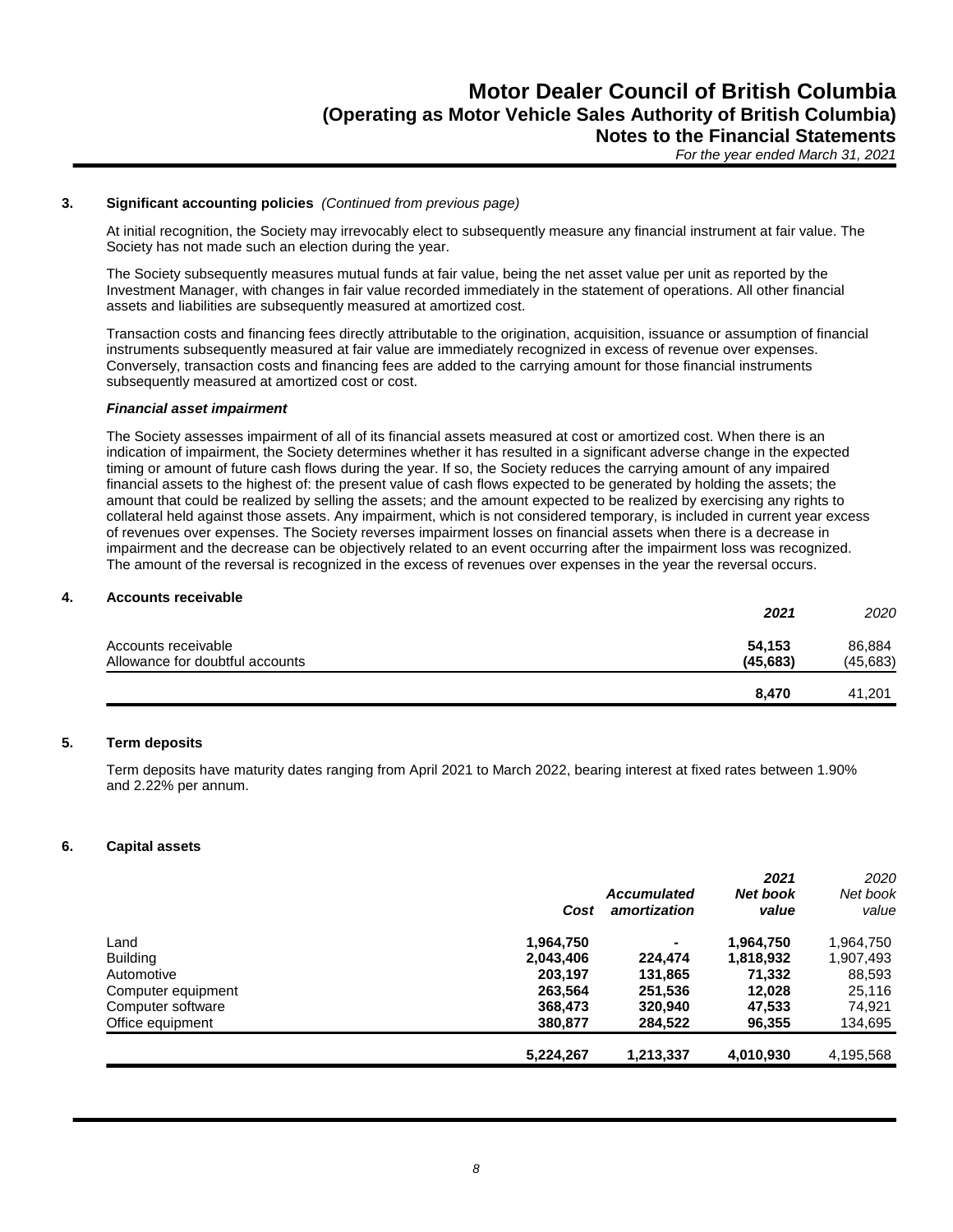### 3. Significant accounting policies *(Continued from previous page)*

At initial recognition, the Society may irrevocably elect to subsequently measure any financial instrument at fair value. The Society has not made such an election during the year.

The Society subsequently measures mutual funds at fair value, being the net asset value per unit as reported by the Investment Manager, with changes in fair value recorded immediately in the statement of operations. All other financial assets and liabilities are subsequently measured at amortized cost.

Transaction costs and financing fees directly attributable to the origination, acquisition, issuance or assumption of financial instruments subsequently measured at fair value are immediately recognized in excess of revenue over expenses. Conversely, transaction costs and financing fees are added to the carrying amount for those financial instruments subsequently measured at amortized cost or cost.

***Financial asset impairment***

The Society assesses impairment of all of its financial assets measured at cost or amortized cost. When there is an indication of impairment, the Society determines whether it has resulted in a significant adverse change in the expected timing or amount of future cash flows during the year. If so, the Society reduces the carrying amount of any impaired financial assets to the highest of: the present value of cash flows expected to be generated by holding the assets; the amount that could be realized by selling the assets; and the amount expected to be realized by exercising any rights to collateral held against those assets. Any impairment, which is not considered temporary, is included in current year excess of revenues over expenses. The Society reverses impairment losses on financial assets when there is a decrease in impairment and the decrease can be objectively related to an event occurring after the impairment loss was recognized. The amount of the reversal is recognized in the excess of revenues over expenses in the year the reversal occurs.

### 4. Accounts receivable

| | *2021* | *2020* |
|---|---|---|
| Accounts receivable | **54,153** | 86,884 |
| Allowance for doubtful accounts | **(45,683)** | (45,683) |
| | **8,470** | 41,201 |

### 5. Term deposits

Term deposits have maturity dates ranging from April 2021 to March 2022, bearing interest at fixed rates between 1.90% and 2.22% per annum.

### 6. Capital assets

| | *Cost* | *Accumulated amortization* | *2021 Net book value* | *2020 Net book value* |
|---|---|---|---|---|
| Land | **1,964,750** | **-** | **1,964,750** | 1,964,750 |
| Building | **2,043,406** | **224,474** | **1,818,932** | 1,907,493 |
| Automotive | **203,197** | **131,865** | **71,332** | 88,593 |
| Computer equipment | **263,564** | **251,536** | **12,028** | 25,116 |
| Computer software | **368,473** | **320,940** | **47,533** | 74,921 |
| Office equipment | **380,877** | **284,522** | **96,355** | 134,695 |
| | **5,224,267** | **1,213,337** | **4,010,930** | 4,195,568 |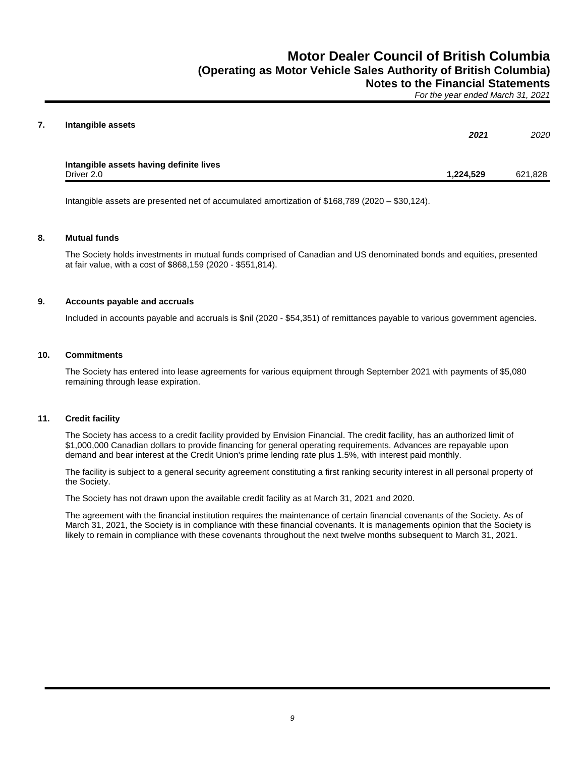## 7. Intangible assets

| | **2021** | *2020* |
|---|---|---|
| **Intangible assets having definite lives** | | |
| Driver 2.0 | **1,224,529** | 621,828 |

Intangible assets are presented net of accumulated amortization of $168,789 (2020 – $30,124).

## 8. Mutual funds

The Society holds investments in mutual funds comprised of Canadian and US denominated bonds and equities, presented at fair value, with a cost of $868,159 (2020 - $551,814).

## 9. Accounts payable and accruals

Included in accounts payable and accruals is $nil (2020 - $54,351) of remittances payable to various government agencies.

## 10. Commitments

The Society has entered into lease agreements for various equipment through September 2021 with payments of $5,080 remaining through lease expiration.

## 11. Credit facility

The Society has access to a credit facility provided by Envision Financial. The credit facility, has an authorized limit of $1,000,000 Canadian dollars to provide financing for general operating requirements. Advances are repayable upon demand and bear interest at the Credit Union's prime lending rate plus 1.5%, with interest paid monthly.

The facility is subject to a general security agreement constituting a first ranking security interest in all personal property of the Society.

The Society has not drawn upon the available credit facility as at March 31, 2021 and 2020.

The agreement with the financial institution requires the maintenance of certain financial covenants of the Society. As of March 31, 2021, the Society is in compliance with these financial covenants. It is managements opinion that the Society is likely to remain in compliance with these covenants throughout the next twelve months subsequent to March 31, 2021.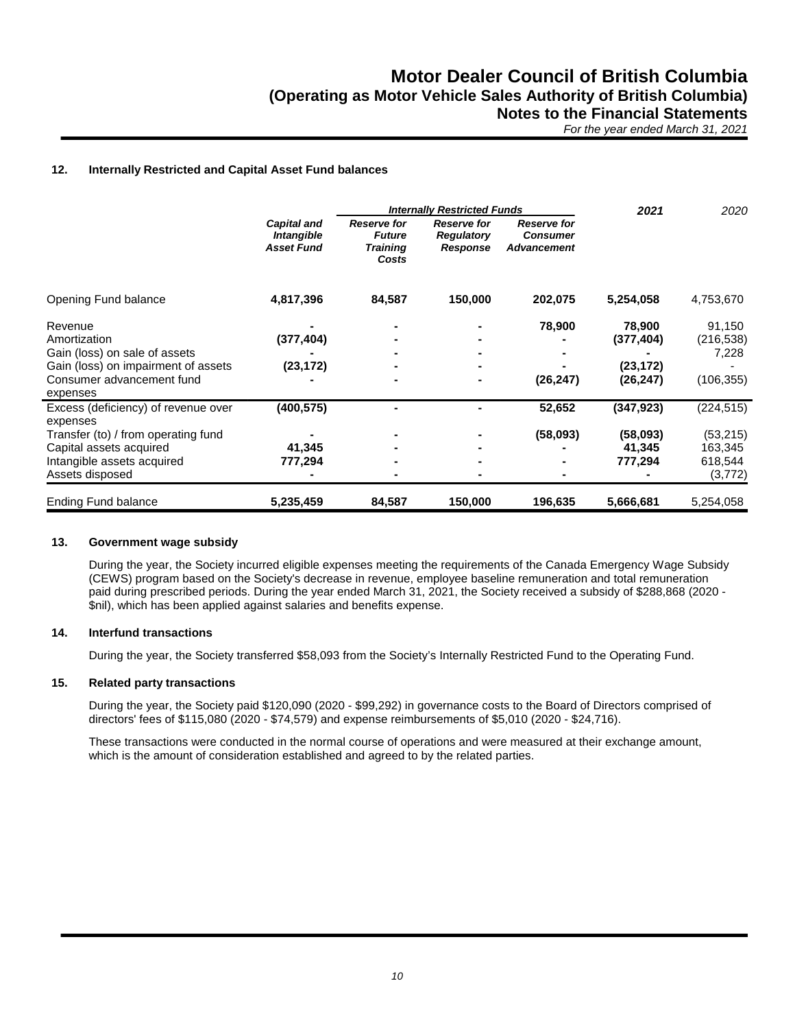## 12. Internally Restricted and Capital Asset Fund balances

| | | *Internally Restricted Funds* | | | **2021** | 2020 |
|---|---|---|---|---|---|---|
| | ***Capital and Intangible Asset Fund*** | ***Reserve for Future Training Costs*** | ***Reserve for Regulatory Response*** | ***Reserve for Consumer Advancement*** | | |
| Opening Fund balance | **4,817,396** | **84,587** | **150,000** | **202,075** | **5,254,058** | 4,753,670 |
| Revenue | **-** | **-** | **-** | **78,900** | **78,900** | 91,150 |
| Amortization | **(377,404)** | **-** | **-** | **-** | **(377,404)** | (216,538) |
| Gain (loss) on sale of assets | **-** | **-** | **-** | **-** | **-** | 7,228 |
| Gain (loss) on impairment of assets | **(23,172)** | **-** | **-** | **-** | **(23,172)** | - |
| Consumer advancement fund expenses | **-** | **-** | **-** | **(26,247)** | **(26,247)** | (106,355) |
| Excess (deficiency) of revenue over expenses | **(400,575)** | **-** | **-** | **52,652** | **(347,923)** | (224,515) |
| Transfer (to) / from operating fund | **-** | **-** | **-** | **(58,093)** | **(58,093)** | (53,215) |
| Capital assets acquired | **41,345** | **-** | **-** | **-** | **41,345** | 163,345 |
| Intangible assets acquired | **777,294** | **-** | **-** | **-** | **777,294** | 618,544 |
| Assets disposed | **-** | **-** | **-** | **-** | **-** | (3,772) |
| Ending Fund balance | **5,235,459** | **84,587** | **150,000** | **196,635** | **5,666,681** | 5,254,058 |

## 13. Government wage subsidy

During the year, the Society incurred eligible expenses meeting the requirements of the Canada Emergency Wage Subsidy (CEWS) program based on the Society's decrease in revenue, employee baseline remuneration and total remuneration paid during prescribed periods. During the year ended March 31, 2021, the Society received a subsidy of $288,868 (2020 - $nil), which has been applied against salaries and benefits expense.

## 14. Interfund transactions

During the year, the Society transferred $58,093 from the Society's Internally Restricted Fund to the Operating Fund.

## 15. Related party transactions

During the year, the Society paid $120,090 (2020 - $99,292) in governance costs to the Board of Directors comprised of directors' fees of $115,080 (2020 - $74,579) and expense reimbursements of $5,010 (2020 - $24,716).

These transactions were conducted in the normal course of operations and were measured at their exchange amount, which is the amount of consideration established and agreed to by the related parties.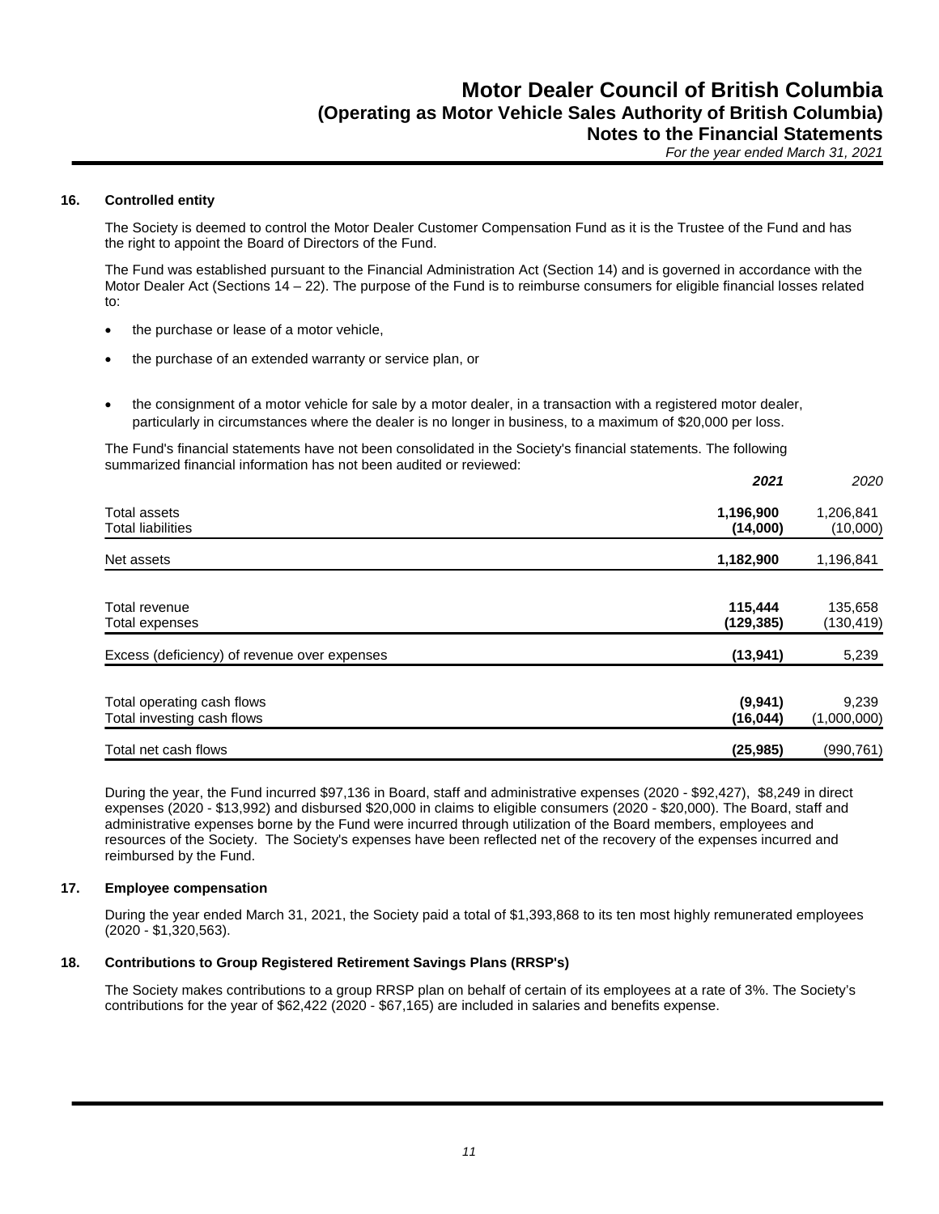## 16. Controlled entity

The Society is deemed to control the Motor Dealer Customer Compensation Fund as it is the Trustee of the Fund and has the right to appoint the Board of Directors of the Fund.

The Fund was established pursuant to the Financial Administration Act (Section 14) and is governed in accordance with the Motor Dealer Act (Sections 14 – 22). The purpose of the Fund is to reimburse consumers for eligible financial losses related to:

- the purchase or lease of a motor vehicle,
- the purchase of an extended warranty or service plan, or
- the consignment of a motor vehicle for sale by a motor dealer, in a transaction with a registered motor dealer, particularly in circumstances where the dealer is no longer in business, to a maximum of $20,000 per loss.

The Fund's financial statements have not been consolidated in the Society's financial statements. The following summarized financial information has not been audited or reviewed:

| | ***2021*** | *2020* |
|---|---|---|
| Total assets | **1,196,900** | 1,206,841 |
| Total liabilities | **(14,000)** | (10,000) |
| Net assets | **1,182,900** | 1,196,841 |
| | | |
| Total revenue | **115,444** | 135,658 |
| Total expenses | **(129,385)** | (130,419) |
| Excess (deficiency) of revenue over expenses | **(13,941)** | 5,239 |
| | | |
| Total operating cash flows | **(9,941)** | 9,239 |
| Total investing cash flows | **(16,044)** | (1,000,000) |
| Total net cash flows | **(25,985)** | (990,761) |

During the year, the Fund incurred $97,136 in Board, staff and administrative expenses (2020 - $92,427), $8,249 in direct expenses (2020 - $13,992) and disbursed $20,000 in claims to eligible consumers (2020 - $20,000). The Board, staff and administrative expenses borne by the Fund were incurred through utilization of the Board members, employees and resources of the Society. The Society's expenses have been reflected net of the recovery of the expenses incurred and reimbursed by the Fund.

## 17. Employee compensation

During the year ended March 31, 2021, the Society paid a total of $1,393,868 to its ten most highly remunerated employees (2020 - $1,320,563).

## 18. Contributions to Group Registered Retirement Savings Plans (RRSP's)

The Society makes contributions to a group RRSP plan on behalf of certain of its employees at a rate of 3%. The Society's contributions for the year of $62,422 (2020 - $67,165) are included in salaries and benefits expense.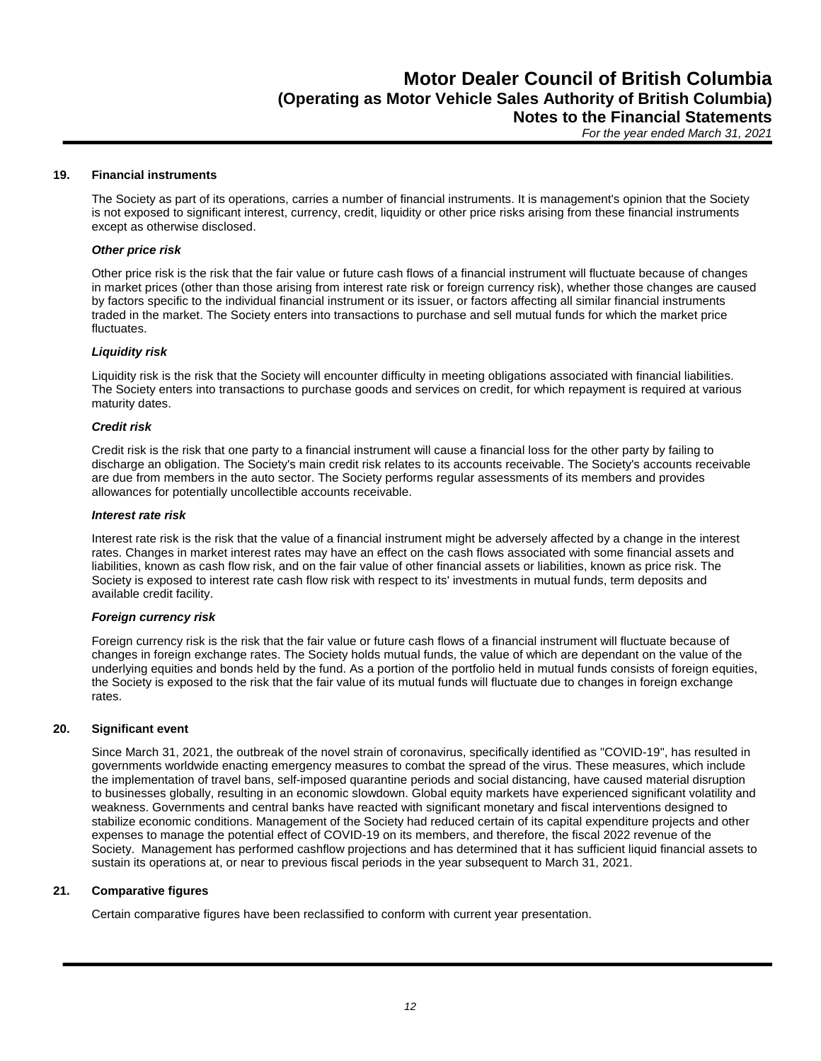## 19. Financial instruments

The Society as part of its operations, carries a number of financial instruments. It is management's opinion that the Society is not exposed to significant interest, currency, credit, liquidity or other price risks arising from these financial instruments except as otherwise disclosed.

### *Other price risk*

Other price risk is the risk that the fair value or future cash flows of a financial instrument will fluctuate because of changes in market prices (other than those arising from interest rate risk or foreign currency risk), whether those changes are caused by factors specific to the individual financial instrument or its issuer, or factors affecting all similar financial instruments traded in the market. The Society enters into transactions to purchase and sell mutual funds for which the market price fluctuates.

### *Liquidity risk*

Liquidity risk is the risk that the Society will encounter difficulty in meeting obligations associated with financial liabilities. The Society enters into transactions to purchase goods and services on credit, for which repayment is required at various maturity dates.

### *Credit risk*

Credit risk is the risk that one party to a financial instrument will cause a financial loss for the other party by failing to discharge an obligation. The Society's main credit risk relates to its accounts receivable. The Society's accounts receivable are due from members in the auto sector. The Society performs regular assessments of its members and provides allowances for potentially uncollectible accounts receivable.

### *Interest rate risk*

Interest rate risk is the risk that the value of a financial instrument might be adversely affected by a change in the interest rates. Changes in market interest rates may have an effect on the cash flows associated with some financial assets and liabilities, known as cash flow risk, and on the fair value of other financial assets or liabilities, known as price risk. The Society is exposed to interest rate cash flow risk with respect to its' investments in mutual funds, term deposits and available credit facility.

### *Foreign currency risk*

Foreign currency risk is the risk that the fair value or future cash flows of a financial instrument will fluctuate because of changes in foreign exchange rates. The Society holds mutual funds, the value of which are dependant on the value of the underlying equities and bonds held by the fund. As a portion of the portfolio held in mutual funds consists of foreign equities, the Society is exposed to the risk that the fair value of its mutual funds will fluctuate due to changes in foreign exchange rates.

## 20. Significant event

Since March 31, 2021, the outbreak of the novel strain of coronavirus, specifically identified as "COVID-19", has resulted in governments worldwide enacting emergency measures to combat the spread of the virus. These measures, which include the implementation of travel bans, self-imposed quarantine periods and social distancing, have caused material disruption to businesses globally, resulting in an economic slowdown. Global equity markets have experienced significant volatility and weakness. Governments and central banks have reacted with significant monetary and fiscal interventions designed to stabilize economic conditions. Management of the Society had reduced certain of its capital expenditure projects and other expenses to manage the potential effect of COVID-19 on its members, and therefore, the fiscal 2022 revenue of the Society. Management has performed cashflow projections and has determined that it has sufficient liquid financial assets to sustain its operations at, or near to previous fiscal periods in the year subsequent to March 31, 2021.

## 21. Comparative figures

Certain comparative figures have been reclassified to conform with current year presentation.